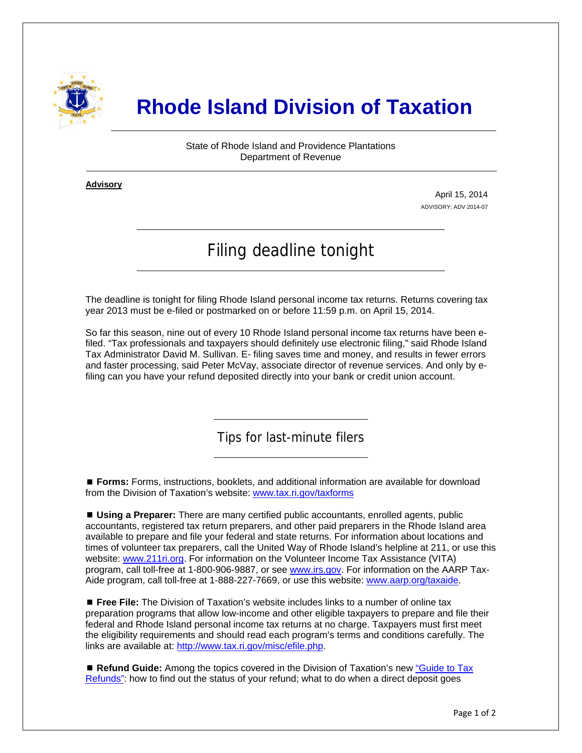# Rhode Island Division of Taxation

State of Rhode Island and Providence Plantations
Department of Revenue

**Advisory**

April 15, 2014
ADVISORY: ADV 2014-07

## Filing deadline tonight

The deadline is tonight for filing Rhode Island personal income tax returns. Returns covering tax year 2013 must be e-filed or postmarked on or before 11:59 p.m. on April 15, 2014.

So far this season, nine out of every 10 Rhode Island personal income tax returns have been e-filed. "Tax professionals and taxpayers should definitely use electronic filing," said Rhode Island Tax Administrator David M. Sullivan. E- filing saves time and money, and results in fewer errors and faster processing, said Peter McVay, associate director of revenue services. And only by e-filing can you have your refund deposited directly into your bank or credit union account.

### Tips for last-minute filers

■ **Forms:** Forms, instructions, booklets, and additional information are available for download from the Division of Taxation's website: [www.tax.ri.gov/taxforms](www.tax.ri.gov/taxforms)

■ **Using a Preparer:** There are many certified public accountants, enrolled agents, public accountants, registered tax return preparers, and other paid preparers in the Rhode Island area available to prepare and file your federal and state returns. For information about locations and times of volunteer tax preparers, call the United Way of Rhode Island's helpline at 211, or use this website: [www.211ri.org](www.211ri.org). For information on the Volunteer Income Tax Assistance (VITA) program, call toll-free at 1-800-906-9887, or see [www.irs.gov](www.irs.gov). For information on the AARP Tax-Aide program, call toll-free at 1-888-227-7669, or use this website: [www.aarp.org/taxaide](www.aarp.org/taxaide).

■ **Free File:** The Division of Taxation's website includes links to a number of online tax preparation programs that allow low-income and other eligible taxpayers to prepare and file their federal and Rhode Island personal income tax returns at no charge. Taxpayers must first meet the eligibility requirements and should read each program's terms and conditions carefully. The links are available at: [http://www.tax.ri.gov/misc/efile.php](http://www.tax.ri.gov/misc/efile.php).

■ **Refund Guide:** Among the topics covered in the Division of Taxation's new "Guide to Tax Refunds": how to find out the status of your refund; what to do when a direct deposit goes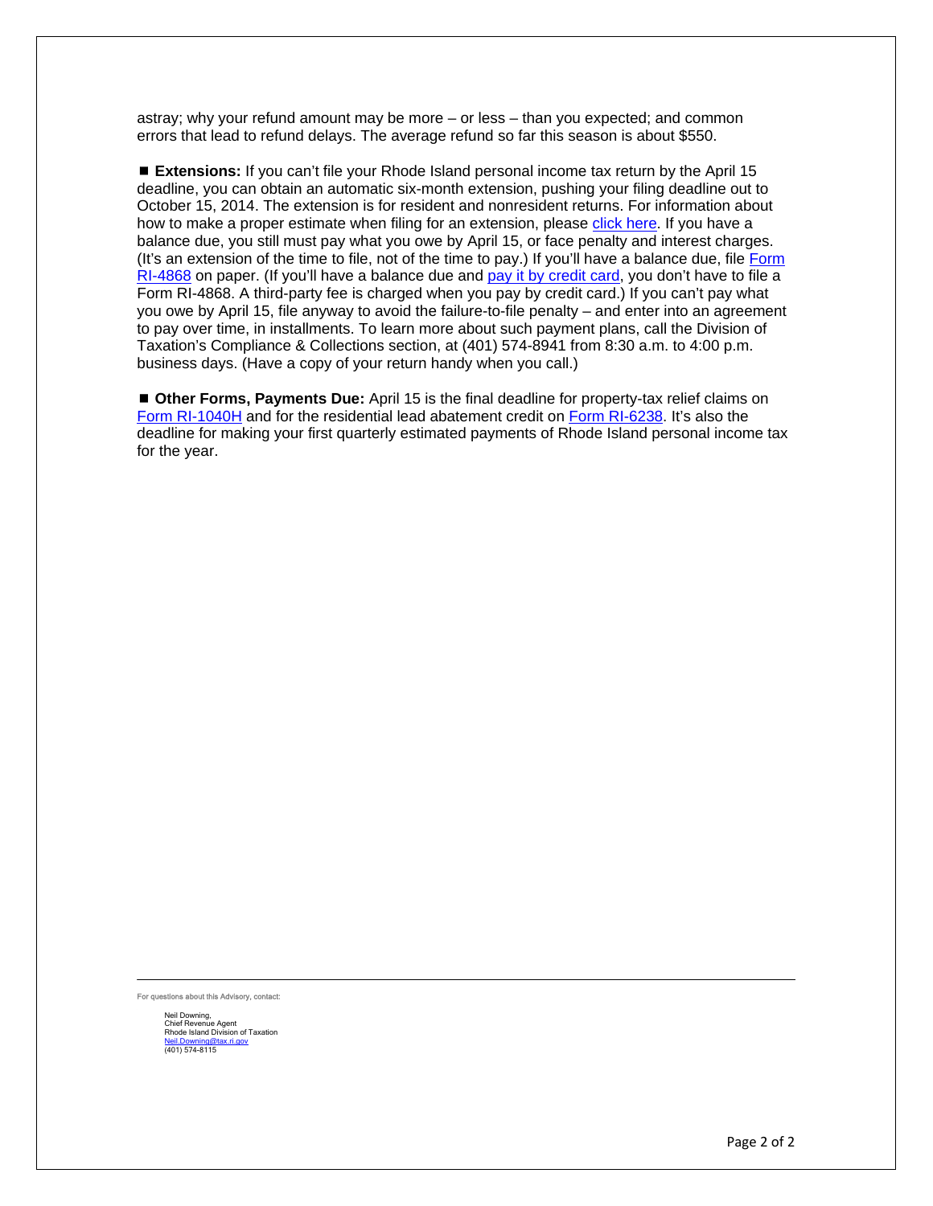astray; why your refund amount may be more – or less – than you expected; and common errors that lead to refund delays. The average refund so far this season is about $550.

■ **Extensions:** If you can't file your Rhode Island personal income tax return by the April 15 deadline, you can obtain an automatic six-month extension, pushing your filing deadline out to October 15, 2014. The extension is for resident and nonresident returns. For information about how to make a proper estimate when filing for an extension, please click here. If you have a balance due, you still must pay what you owe by April 15, or face penalty and interest charges. (It's an extension of the time to file, not of the time to pay.) If you'll have a balance due, file Form RI-4868 on paper. (If you'll have a balance due and pay it by credit card, you don't have to file a Form RI-4868. A third-party fee is charged when you pay by credit card.) If you can't pay what you owe by April 15, file anyway to avoid the failure-to-file penalty – and enter into an agreement to pay over time, in installments. To learn more about such payment plans, call the Division of Taxation's Compliance & Collections section, at (401) 574-8941 from 8:30 a.m. to 4:00 p.m. business days. (Have a copy of your return handy when you call.)

■ **Other Forms, Payments Due:** April 15 is the final deadline for property-tax relief claims on Form RI-1040H and for the residential lead abatement credit on Form RI-6238. It's also the deadline for making your first quarterly estimated payments of Rhode Island personal income tax for the year.

---

For questions about this Advisory, contact:

Neil Downing,
Chief Revenue Agent
Rhode Island Division of Taxation
Neil.Downing@tax.ri.gov
(401) 574-8115